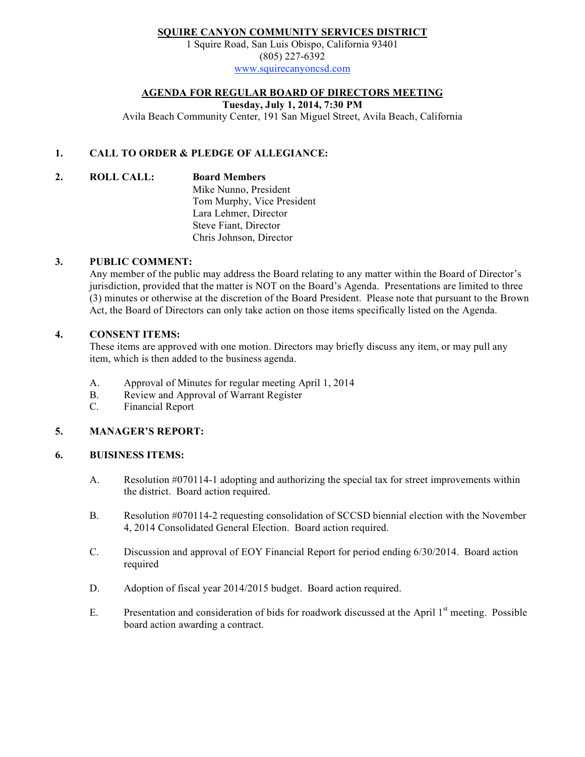**SQUIRE CANYON COMMUNITY SERVICES DISTRICT**

1 Squire Road, San Luis Obispo, California 93401

(805) 227-6392

www.squirecanyoncsd.com

## AGENDA FOR REGULAR BOARD OF DIRECTORS MEETING

**Tuesday, July 1, 2014, 7:30 PM**

Avila Beach Community Center, 191 San Miguel Street, Avila Beach, California

### 1. CALL TO ORDER & PLEDGE OF ALLEGIANCE:

### 2. ROLL CALL:

**Board Members**

Mike Nunno, President
Tom Murphy, Vice President
Lara Lehmer, Director
Steve Fiant, Director
Chris Johnson, Director

### 3. PUBLIC COMMENT:

Any member of the public may address the Board relating to any matter within the Board of Director's jurisdiction, provided that the matter is NOT on the Board's Agenda. Presentations are limited to three (3) minutes or otherwise at the discretion of the Board President. Please note that pursuant to the Brown Act, the Board of Directors can only take action on those items specifically listed on the Agenda.

### 4. CONSENT ITEMS:

These items are approved with one motion. Directors may briefly discuss any item, or may pull any item, which is then added to the business agenda.

A. Approval of Minutes for regular meeting April 1, 2014

B. Review and Approval of Warrant Register

C. Financial Report

### 5. MANAGER'S REPORT:

### 6. BUISINESS ITEMS:

A. Resolution #070114-1 adopting and authorizing the special tax for street improvements within the district. Board action required.

B. Resolution #070114-2 requesting consolidation of SCCSD biennial election with the November 4, 2014 Consolidated General Election. Board action required.

C. Discussion and approval of EOY Financial Report for period ending 6/30/2014. Board action required

D. Adoption of fiscal year 2014/2015 budget. Board action required.

E. Presentation and consideration of bids for roadwork discussed at the April 1st meeting. Possible board action awarding a contract.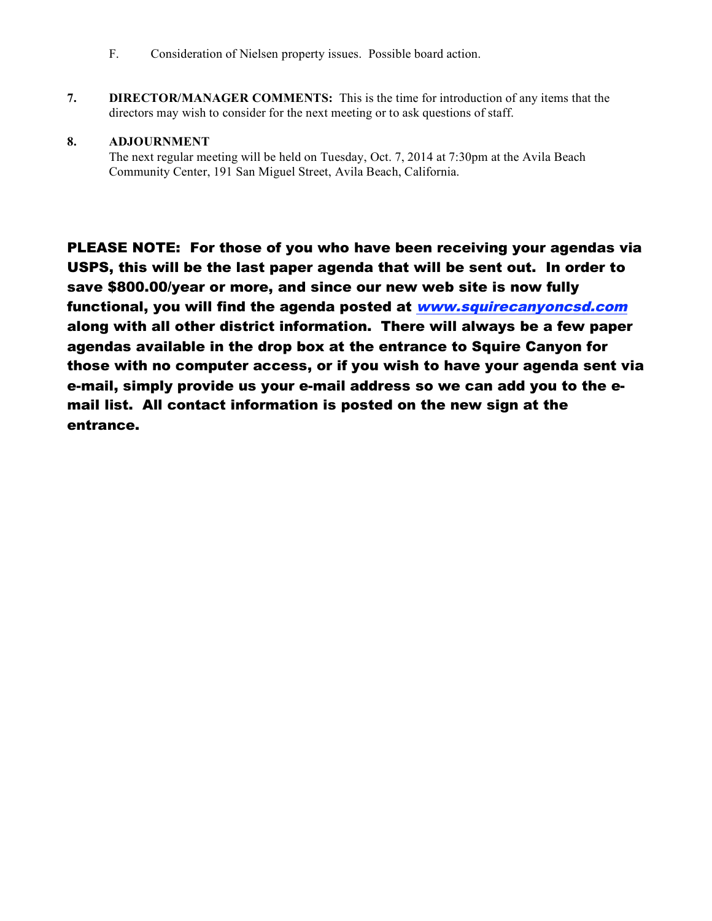F. Consideration of Nielsen property issues. Possible board action.

**7. DIRECTOR/MANAGER COMMENTS:** This is the time for introduction of any items that the directors may wish to consider for the next meeting or to ask questions of staff.

**8. ADJOURNMENT**

The next regular meeting will be held on Tuesday, Oct. 7, 2014 at 7:30pm at the Avila Beach Community Center, 191 San Miguel Street, Avila Beach, California.

**PLEASE NOTE: For those of you who have been receiving your agendas via USPS, this will be the last paper agenda that will be sent out. In order to save $800.00/year or more, and since our new web site is now fully functional, you will find the agenda posted at *www.squirecanyoncsd.com* along with all other district information. There will always be a few paper agendas available in the drop box at the entrance to Squire Canyon for those with no computer access, or if you wish to have your agenda sent via e-mail, simply provide us your e-mail address so we can add you to the e-mail list. All contact information is posted on the new sign at the entrance.**